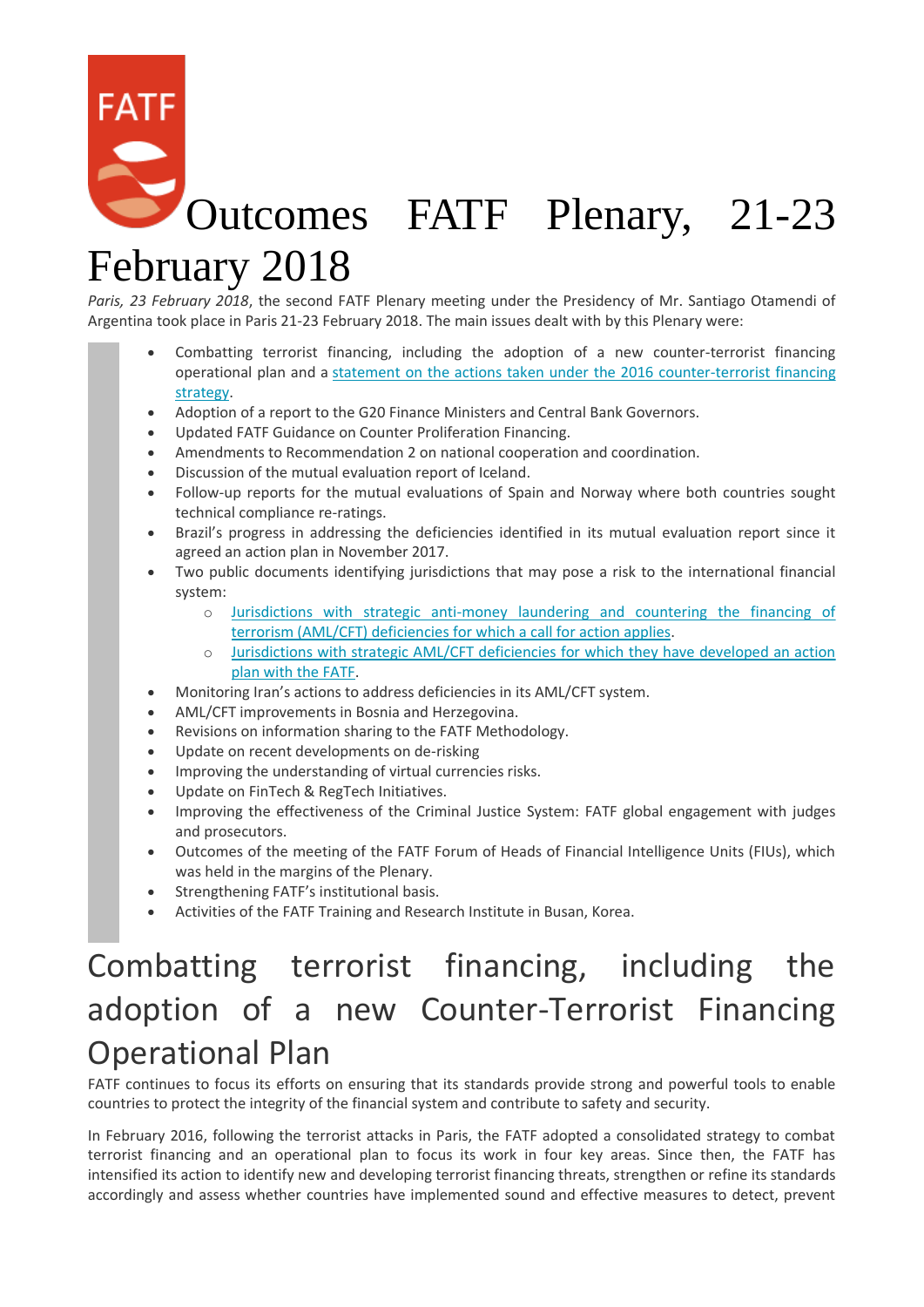# Outcomes FATF Plenary, 21-23 February 2018

*Paris, 23 February 2018*, the second FATF Plenary meeting under the Presidency of Mr. Santiago Otamendi of Argentina took place in Paris 21-23 February 2018. The main issues dealt with by this Plenary were:

- Combatting terrorist financing, including the adoption of a new counter-terrorist financing operational plan and a statement on the actions taken under the 2016 counter-terrorist financing strategy.
- Adoption of a report to the G20 Finance Ministers and Central Bank Governors.
- Updated FATF Guidance on Counter Proliferation Financing.
- Amendments to Recommendation 2 on national cooperation and coordination.
- Discussion of the mutual evaluation report of Iceland.
- Follow-up reports for the mutual evaluations of Spain and Norway where both countries sought technical compliance re-ratings.
- Brazil's progress in addressing the deficiencies identified in its mutual evaluation report since it agreed an action plan in November 2017.
- Two public documents identifying jurisdictions that may pose a risk to the international financial system:
  - Jurisdictions with strategic anti-money laundering and countering the financing of terrorism (AML/CFT) deficiencies for which a call for action applies.
  - Jurisdictions with strategic AML/CFT deficiencies for which they have developed an action plan with the FATF.
- Monitoring Iran's actions to address deficiencies in its AML/CFT system.
- AML/CFT improvements in Bosnia and Herzegovina.
- Revisions on information sharing to the FATF Methodology.
- Update on recent developments on de-risking
- Improving the understanding of virtual currencies risks.
- Update on FinTech & RegTech Initiatives.
- Improving the effectiveness of the Criminal Justice System: FATF global engagement with judges and prosecutors.
- Outcomes of the meeting of the FATF Forum of Heads of Financial Intelligence Units (FIUs), which was held in the margins of the Plenary.
- Strengthening FATF's institutional basis.
- Activities of the FATF Training and Research Institute in Busan, Korea.

## Combatting terrorist financing, including the adoption of a new Counter-Terrorist Financing Operational Plan

FATF continues to focus its efforts on ensuring that its standards provide strong and powerful tools to enable countries to protect the integrity of the financial system and contribute to safety and security.

In February 2016, following the terrorist attacks in Paris, the FATF adopted a consolidated strategy to combat terrorist financing and an operational plan to focus its work in four key areas. Since then, the FATF has intensified its action to identify new and developing terrorist financing threats, strengthen or refine its standards accordingly and assess whether countries have implemented sound and effective measures to detect, prevent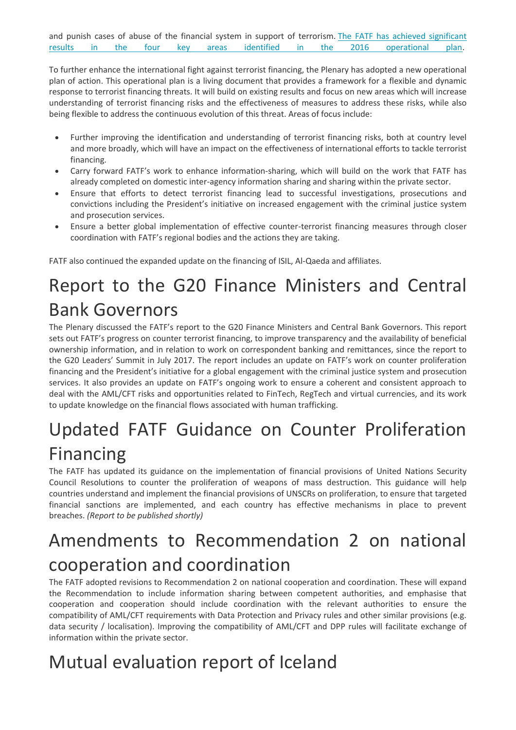and punish cases of abuse of the financial system in support of terrorism. [The FATF has achieved significant results in the four key areas identified in the 2016 operational plan].

To further enhance the international fight against terrorist financing, the Plenary has adopted a new operational plan of action. This operational plan is a living document that provides a framework for a flexible and dynamic response to terrorist financing threats. It will build on existing results and focus on new areas which will increase understanding of terrorist financing risks and the effectiveness of measures to address these risks, while also being flexible to address the continuous evolution of this threat. Areas of focus include:

- Further improving the identification and understanding of terrorist financing risks, both at country level and more broadly, which will have an impact on the effectiveness of international efforts to tackle terrorist financing.
- Carry forward FATF's work to enhance information-sharing, which will build on the work that FATF has already completed on domestic inter-agency information sharing and sharing within the private sector.
- Ensure that efforts to detect terrorist financing lead to successful investigations, prosecutions and convictions including the President's initiative on increased engagement with the criminal justice system and prosecution services.
- Ensure a better global implementation of effective counter-terrorist financing measures through closer coordination with FATF's regional bodies and the actions they are taking.

FATF also continued the expanded update on the financing of ISIL, Al-Qaeda and affiliates.

# Report to the G20 Finance Ministers and Central Bank Governors

The Plenary discussed the FATF's report to the G20 Finance Ministers and Central Bank Governors. This report sets out FATF's progress on counter terrorist financing, to improve transparency and the availability of beneficial ownership information, and in relation to work on correspondent banking and remittances, since the report to the G20 Leaders' Summit in July 2017. The report includes an update on FATF's work on counter proliferation financing and the President's initiative for a global engagement with the criminal justice system and prosecution services. It also provides an update on FATF's ongoing work to ensure a coherent and consistent approach to deal with the AML/CFT risks and opportunities related to FinTech, RegTech and virtual currencies, and its work to update knowledge on the financial flows associated with human trafficking.

# Updated FATF Guidance on Counter Proliferation Financing

The FATF has updated its guidance on the implementation of financial provisions of United Nations Security Council Resolutions to counter the proliferation of weapons of mass destruction. This guidance will help countries understand and implement the financial provisions of UNSCRs on proliferation, to ensure that targeted financial sanctions are implemented, and each country has effective mechanisms in place to prevent breaches. *(Report to be published shortly)*

# Amendments to Recommendation 2 on national cooperation and coordination

The FATF adopted revisions to Recommendation 2 on national cooperation and coordination. These will expand the Recommendation to include information sharing between competent authorities, and emphasise that cooperation and cooperation should include coordination with the relevant authorities to ensure the compatibility of AML/CFT requirements with Data Protection and Privacy rules and other similar provisions (e.g. data security / localisation). Improving the compatibility of AML/CFT and DPP rules will facilitate exchange of information within the private sector.

# Mutual evaluation report of Iceland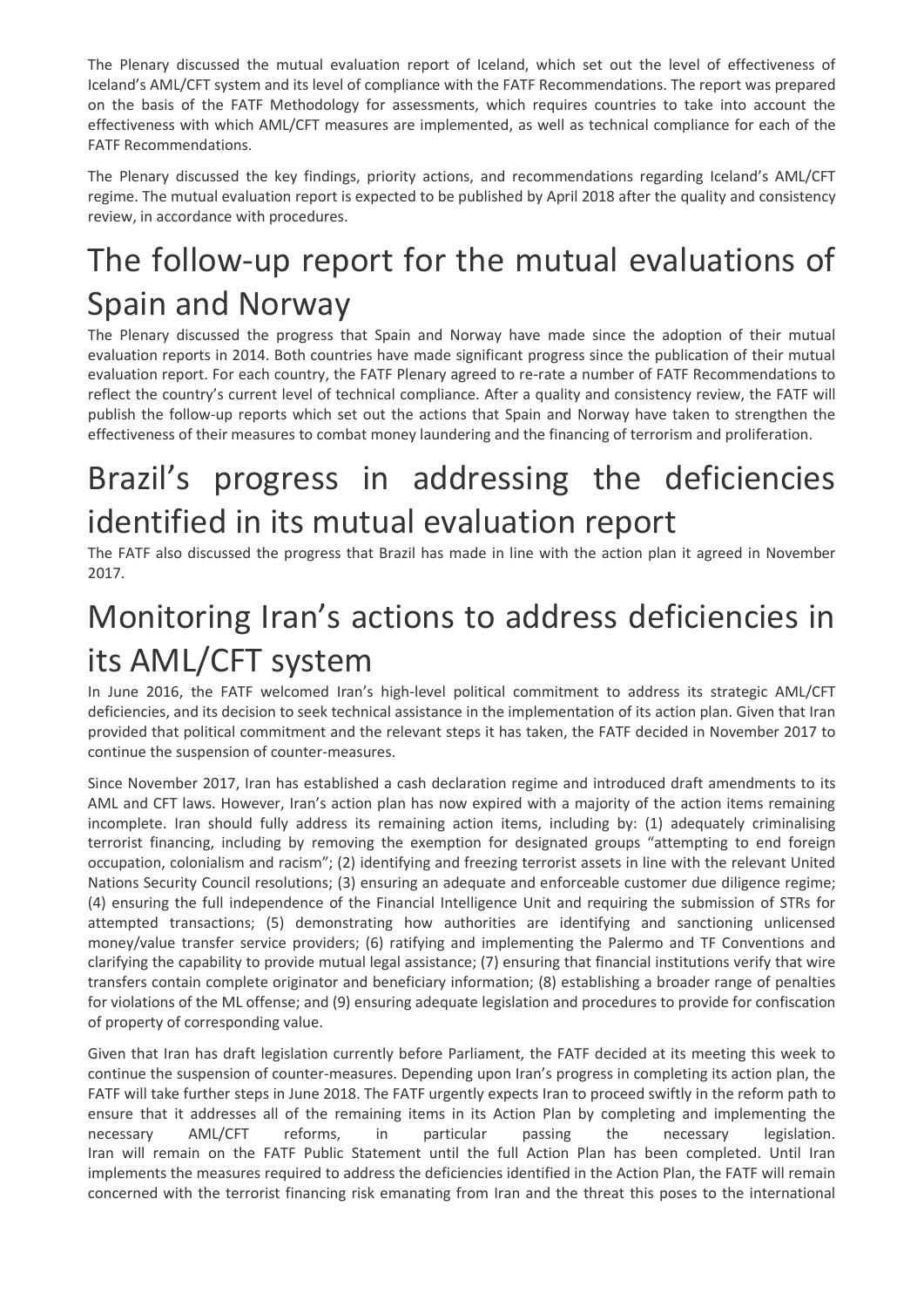The Plenary discussed the mutual evaluation report of Iceland, which set out the level of effectiveness of Iceland's AML/CFT system and its level of compliance with the FATF Recommendations. The report was prepared on the basis of the FATF Methodology for assessments, which requires countries to take into account the effectiveness with which AML/CFT measures are implemented, as well as technical compliance for each of the FATF Recommendations.

The Plenary discussed the key findings, priority actions, and recommendations regarding Iceland's AML/CFT regime. The mutual evaluation report is expected to be published by April 2018 after the quality and consistency review, in accordance with procedures.

# The follow-up report for the mutual evaluations of Spain and Norway

The Plenary discussed the progress that Spain and Norway have made since the adoption of their mutual evaluation reports in 2014. Both countries have made significant progress since the publication of their mutual evaluation report. For each country, the FATF Plenary agreed to re-rate a number of FATF Recommendations to reflect the country's current level of technical compliance. After a quality and consistency review, the FATF will publish the follow-up reports which set out the actions that Spain and Norway have taken to strengthen the effectiveness of their measures to combat money laundering and the financing of terrorism and proliferation.

# Brazil's progress in addressing the deficiencies identified in its mutual evaluation report

The FATF also discussed the progress that Brazil has made in line with the action plan it agreed in November 2017.

# Monitoring Iran's actions to address deficiencies in its AML/CFT system

In June 2016, the FATF welcomed Iran's high-level political commitment to address its strategic AML/CFT deficiencies, and its decision to seek technical assistance in the implementation of its action plan. Given that Iran provided that political commitment and the relevant steps it has taken, the FATF decided in November 2017 to continue the suspension of counter-measures.

Since November 2017, Iran has established a cash declaration regime and introduced draft amendments to its AML and CFT laws. However, Iran's action plan has now expired with a majority of the action items remaining incomplete. Iran should fully address its remaining action items, including by: (1) adequately criminalising terrorist financing, including by removing the exemption for designated groups "attempting to end foreign occupation, colonialism and racism"; (2) identifying and freezing terrorist assets in line with the relevant United Nations Security Council resolutions; (3) ensuring an adequate and enforceable customer due diligence regime; (4) ensuring the full independence of the Financial Intelligence Unit and requiring the submission of STRs for attempted transactions; (5) demonstrating how authorities are identifying and sanctioning unlicensed money/value transfer service providers; (6) ratifying and implementing the Palermo and TF Conventions and clarifying the capability to provide mutual legal assistance; (7) ensuring that financial institutions verify that wire transfers contain complete originator and beneficiary information; (8) establishing a broader range of penalties for violations of the ML offense; and (9) ensuring adequate legislation and procedures to provide for confiscation of property of corresponding value.

Given that Iran has draft legislation currently before Parliament, the FATF decided at its meeting this week to continue the suspension of counter-measures. Depending upon Iran's progress in completing its action plan, the FATF will take further steps in June 2018. The FATF urgently expects Iran to proceed swiftly in the reform path to ensure that it addresses all of the remaining items in its Action Plan by completing and implementing the necessary AML/CFT reforms, in particular passing the necessary legislation.
Iran will remain on the FATF Public Statement until the full Action Plan has been completed. Until Iran implements the measures required to address the deficiencies identified in the Action Plan, the FATF will remain concerned with the terrorist financing risk emanating from Iran and the threat this poses to the international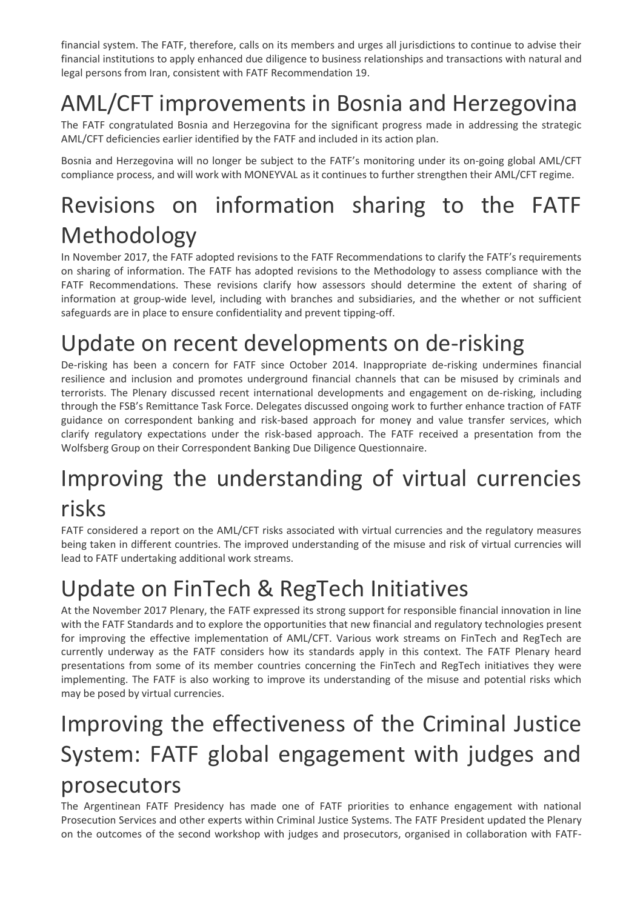financial system. The FATF, therefore, calls on its members and urges all jurisdictions to continue to advise their financial institutions to apply enhanced due diligence to business relationships and transactions with natural and legal persons from Iran, consistent with FATF Recommendation 19.

# AML/CFT improvements in Bosnia and Herzegovina

The FATF congratulated Bosnia and Herzegovina for the significant progress made in addressing the strategic AML/CFT deficiencies earlier identified by the FATF and included in its action plan.

Bosnia and Herzegovina will no longer be subject to the FATF's monitoring under its on-going global AML/CFT compliance process, and will work with MONEYVAL as it continues to further strengthen their AML/CFT regime.

# Revisions on information sharing to the FATF Methodology

In November 2017, the FATF adopted revisions to the FATF Recommendations to clarify the FATF's requirements on sharing of information. The FATF has adopted revisions to the Methodology to assess compliance with the FATF Recommendations. These revisions clarify how assessors should determine the extent of sharing of information at group-wide level, including with branches and subsidiaries, and the whether or not sufficient safeguards are in place to ensure confidentiality and prevent tipping-off.

# Update on recent developments on de-risking

De-risking has been a concern for FATF since October 2014. Inappropriate de-risking undermines financial resilience and inclusion and promotes underground financial channels that can be misused by criminals and terrorists. The Plenary discussed recent international developments and engagement on de-risking, including through the FSB's Remittance Task Force. Delegates discussed ongoing work to further enhance traction of FATF guidance on correspondent banking and risk-based approach for money and value transfer services, which clarify regulatory expectations under the risk-based approach. The FATF received a presentation from the Wolfsberg Group on their Correspondent Banking Due Diligence Questionnaire.

# Improving the understanding of virtual currencies risks

FATF considered a report on the AML/CFT risks associated with virtual currencies and the regulatory measures being taken in different countries. The improved understanding of the misuse and risk of virtual currencies will lead to FATF undertaking additional work streams.

# Update on FinTech & RegTech Initiatives

At the November 2017 Plenary, the FATF expressed its strong support for responsible financial innovation in line with the FATF Standards and to explore the opportunities that new financial and regulatory technologies present for improving the effective implementation of AML/CFT. Various work streams on FinTech and RegTech are currently underway as the FATF considers how its standards apply in this context. The FATF Plenary heard presentations from some of its member countries concerning the FinTech and RegTech initiatives they were implementing. The FATF is also working to improve its understanding of the misuse and potential risks which may be posed by virtual currencies.

# Improving the effectiveness of the Criminal Justice System: FATF global engagement with judges and prosecutors

The Argentinean FATF Presidency has made one of FATF priorities to enhance engagement with national Prosecution Services and other experts within Criminal Justice Systems. The FATF President updated the Plenary on the outcomes of the second workshop with judges and prosecutors, organised in collaboration with FATF-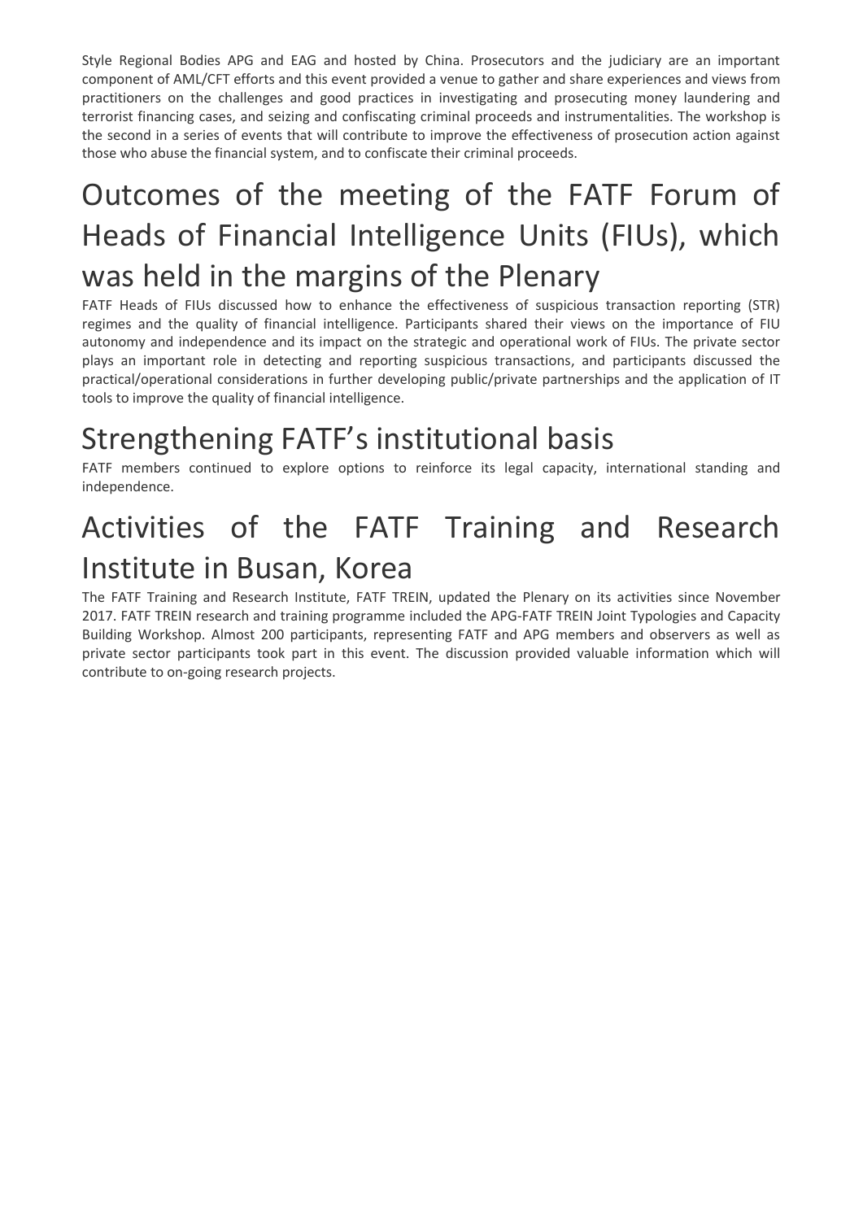Style Regional Bodies APG and EAG and hosted by China. Prosecutors and the judiciary are an important component of AML/CFT efforts and this event provided a venue to gather and share experiences and views from practitioners on the challenges and good practices in investigating and prosecuting money laundering and terrorist financing cases, and seizing and confiscating criminal proceeds and instrumentalities. The workshop is the second in a series of events that will contribute to improve the effectiveness of prosecution action against those who abuse the financial system, and to confiscate their criminal proceeds.

# Outcomes of the meeting of the FATF Forum of Heads of Financial Intelligence Units (FIUs), which was held in the margins of the Plenary

FATF Heads of FIUs discussed how to enhance the effectiveness of suspicious transaction reporting (STR) regimes and the quality of financial intelligence. Participants shared their views on the importance of FIU autonomy and independence and its impact on the strategic and operational work of FIUs. The private sector plays an important role in detecting and reporting suspicious transactions, and participants discussed the practical/operational considerations in further developing public/private partnerships and the application of IT tools to improve the quality of financial intelligence.

# Strengthening FATF's institutional basis

FATF members continued to explore options to reinforce its legal capacity, international standing and independence.

# Activities of the FATF Training and Research Institute in Busan, Korea

The FATF Training and Research Institute, FATF TREIN, updated the Plenary on its activities since November 2017. FATF TREIN research and training programme included the APG-FATF TREIN Joint Typologies and Capacity Building Workshop. Almost 200 participants, representing FATF and APG members and observers as well as private sector participants took part in this event. The discussion provided valuable information which will contribute to on-going research projects.